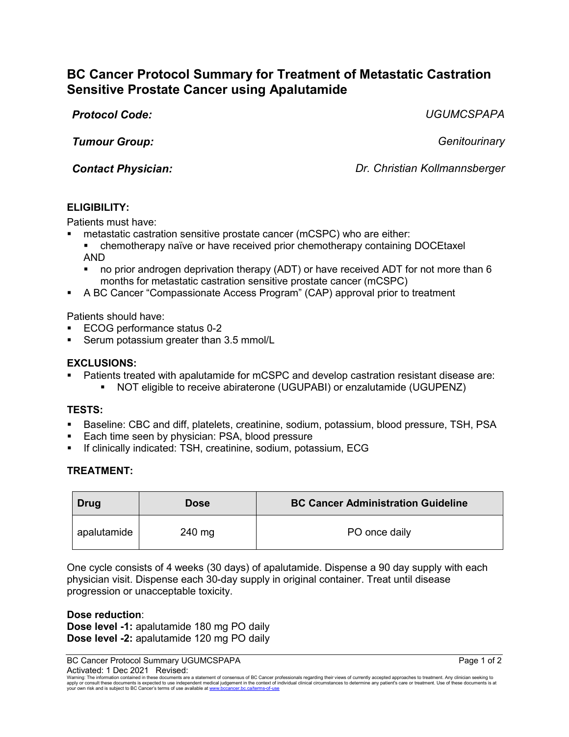# BC Cancer Protocol Summary for Treatment of Metastatic Castration Sensitive Prostate Cancer using Apalutamide

***Protocol Code:*** *UGUMCSPAPA*

***Tumour Group:*** *Genitourinary*

***Contact Physician:*** *Dr. Christian Kollmannsberger*

## ELIGIBILITY:

Patients must have:

- metastatic castration sensitive prostate cancer (mCSPC) who are either:
  - chemotherapy naïve or have received prior chemotherapy containing DOCEtaxel AND
  - no prior androgen deprivation therapy (ADT) or have received ADT for not more than 6 months for metastatic castration sensitive prostate cancer (mCSPC)
- A BC Cancer "Compassionate Access Program" (CAP) approval prior to treatment

Patients should have:

- ECOG performance status 0-2
- Serum potassium greater than 3.5 mmol/L

## EXCLUSIONS:

- Patients treated with apalutamide for mCSPC and develop castration resistant disease are:
  - NOT eligible to receive abiraterone (UGUPABI) or enzalutamide (UGUPENZ)

## TESTS:

- Baseline: CBC and diff, platelets, creatinine, sodium, potassium, blood pressure, TSH, PSA
- Each time seen by physician: PSA, blood pressure
- If clinically indicated: TSH, creatinine, sodium, potassium, ECG

## TREATMENT:

| Drug | Dose | BC Cancer Administration Guideline |
|---|---|---|
| apalutamide | 240 mg | PO once daily |

One cycle consists of 4 weeks (30 days) of apalutamide. Dispense a 90 day supply with each physician visit. Dispense each 30-day supply in original container. Treat until disease progression or unacceptable toxicity.

**Dose reduction**:
**Dose level -1:** apalutamide 180 mg PO daily
**Dose level -2:** apalutamide 120 mg PO daily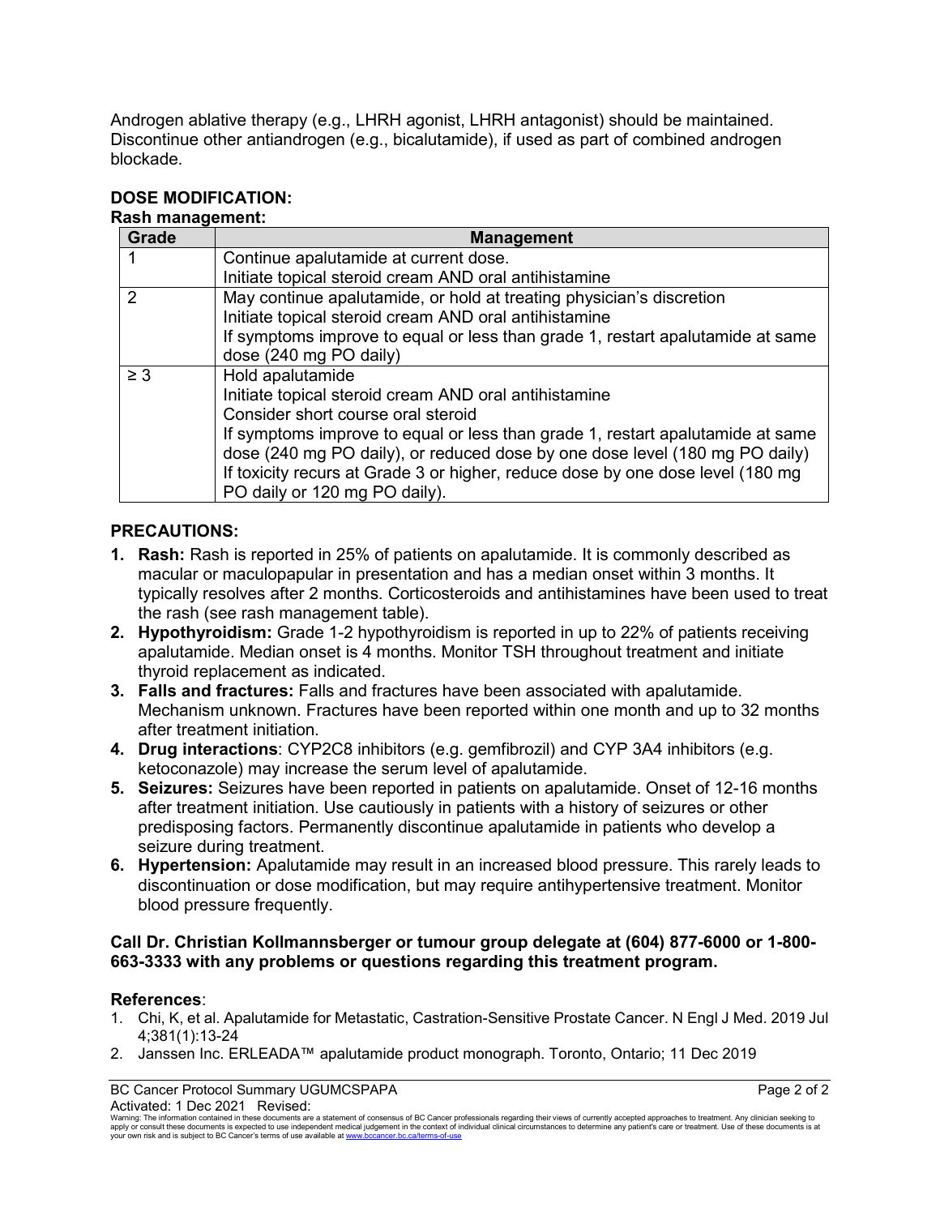Androgen ablative therapy (e.g., LHRH agonist, LHRH antagonist) should be maintained. Discontinue other antiandrogen (e.g., bicalutamide), if used as part of combined androgen blockade.

## DOSE MODIFICATION:

**Rash management:**

| Grade | Management |
|---|---|
| 1 | Continue apalutamide at current dose.<br>Initiate topical steroid cream AND oral antihistamine |
| 2 | May continue apalutamide, or hold at treating physician's discretion<br>Initiate topical steroid cream AND oral antihistamine<br>If symptoms improve to equal or less than grade 1, restart apalutamide at same dose (240 mg PO daily) |
| ≥ 3 | Hold apalutamide<br>Initiate topical steroid cream AND oral antihistamine<br>Consider short course oral steroid<br>If symptoms improve to equal or less than grade 1, restart apalutamide at same dose (240 mg PO daily), or reduced dose by one dose level (180 mg PO daily)<br>If toxicity recurs at Grade 3 or higher, reduce dose by one dose level (180 mg PO daily or 120 mg PO daily). |

## PRECAUTIONS:

1. **Rash:** Rash is reported in 25% of patients on apalutamide. It is commonly described as macular or maculopapular in presentation and has a median onset within 3 months. It typically resolves after 2 months. Corticosteroids and antihistamines have been used to treat the rash (see rash management table).
2. **Hypothyroidism:** Grade 1-2 hypothyroidism is reported in up to 22% of patients receiving apalutamide. Median onset is 4 months. Monitor TSH throughout treatment and initiate thyroid replacement as indicated.
3. **Falls and fractures:** Falls and fractures have been associated with apalutamide. Mechanism unknown. Fractures have been reported within one month and up to 32 months after treatment initiation.
4. **Drug interactions**: CYP2C8 inhibitors (e.g. gemfibrozil) and CYP 3A4 inhibitors (e.g. ketoconazole) may increase the serum level of apalutamide.
5. **Seizures:** Seizures have been reported in patients on apalutamide. Onset of 12-16 months after treatment initiation. Use cautiously in patients with a history of seizures or other predisposing factors. Permanently discontinue apalutamide in patients who develop a seizure during treatment.
6. **Hypertension:** Apalutamide may result in an increased blood pressure. This rarely leads to discontinuation or dose modification, but may require antihypertensive treatment. Monitor blood pressure frequently.

**Call Dr. Christian Kollmannsberger or tumour group delegate at (604) 877-6000 or 1-800-663-3333 with any problems or questions regarding this treatment program.**

**References**:

1. Chi, K, et al. Apalutamide for Metastatic, Castration-Sensitive Prostate Cancer. N Engl J Med. 2019 Jul 4;381(1):13-24
2. Janssen Inc. ERLEADA™ apalutamide product monograph. Toronto, Ontario; 11 Dec 2019

BC Cancer Protocol Summary UGUMCSPAPA
Activated: 1 Dec 2021 Revised:

Warning: The information contained in these documents are a statement of consensus of BC Cancer professionals regarding their views of currently accepted approaches to treatment. Any clinician seeking to apply or consult these documents is expected to use independent medical judgement in the context of individual clinical circumstances to determine any patient's care or treatment. Use of these documents is at your own risk and is subject to BC Cancer's terms of use available at www.bccancer.bc.ca/terms-of-use